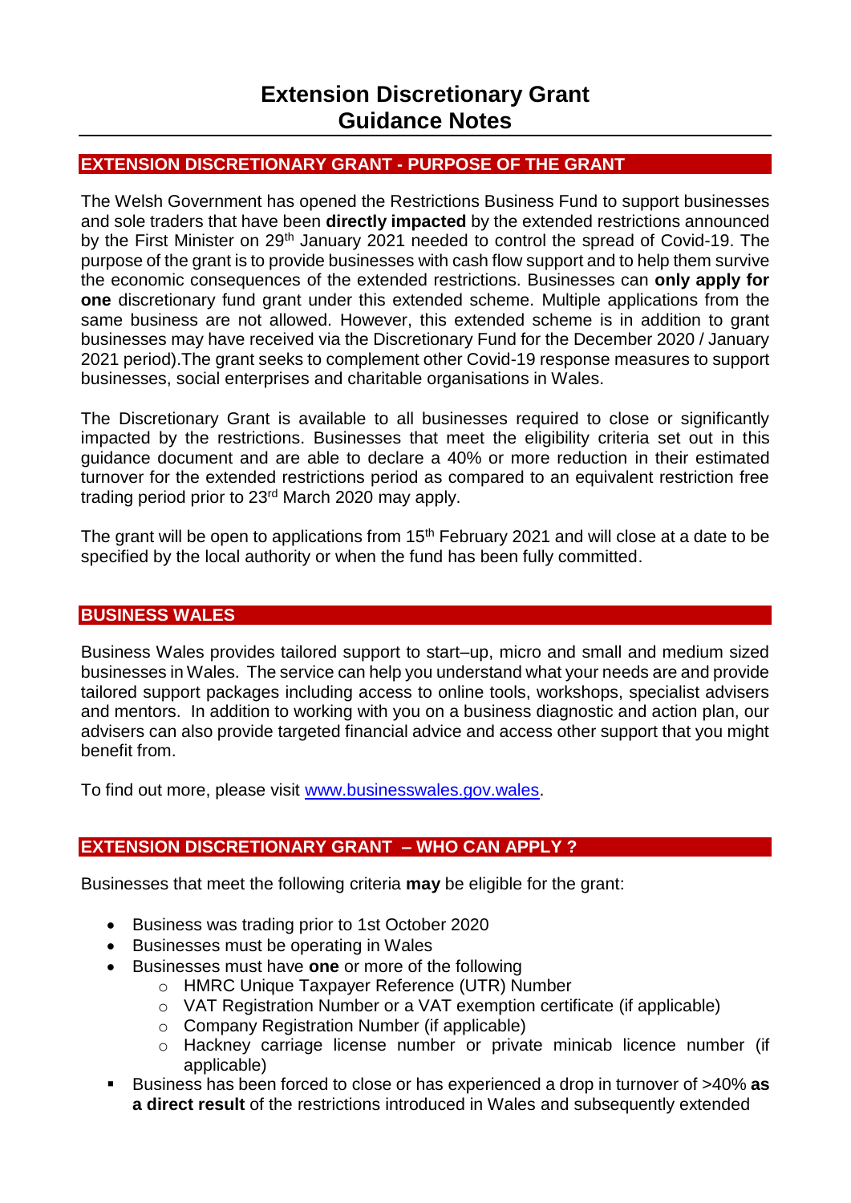# Extension Discretionary Grant
# Guidance Notes

## EXTENSION DISCRETIONARY GRANT - PURPOSE OF THE GRANT

The Welsh Government has opened the Restrictions Business Fund to support businesses and sole traders that have been **directly impacted** by the extended restrictions announced by the First Minister on 29th January 2021 needed to control the spread of Covid-19. The purpose of the grant is to provide businesses with cash flow support and to help them survive the economic consequences of the extended restrictions. Businesses can **only apply for one** discretionary fund grant under this extended scheme. Multiple applications from the same business are not allowed. However, this extended scheme is in addition to grant businesses may have received via the Discretionary Fund for the December 2020 / January 2021 period).The grant seeks to complement other Covid-19 response measures to support businesses, social enterprises and charitable organisations in Wales.

The Discretionary Grant is available to all businesses required to close or significantly impacted by the restrictions. Businesses that meet the eligibility criteria set out in this guidance document and are able to declare a 40% or more reduction in their estimated turnover for the extended restrictions period as compared to an equivalent restriction free trading period prior to 23rd March 2020 may apply.

The grant will be open to applications from 15th February 2021 and will close at a date to be specified by the local authority or when the fund has been fully committed.

## BUSINESS WALES

Business Wales provides tailored support to start–up, micro and small and medium sized businesses in Wales. The service can help you understand what your needs are and provide tailored support packages including access to online tools, workshops, specialist advisers and mentors. In addition to working with you on a business diagnostic and action plan, our advisers can also provide targeted financial advice and access other support that you might benefit from.

To find out more, please visit [www.businesswales.gov.wales](www.businesswales.gov.wales).

## EXTENSION DISCRETIONARY GRANT – WHO CAN APPLY ?

Businesses that meet the following criteria **may** be eligible for the grant:

- Business was trading prior to 1st October 2020
- Businesses must be operating in Wales
- Businesses must have **one** or more of the following
  - HMRC Unique Taxpayer Reference (UTR) Number
  - VAT Registration Number or a VAT exemption certificate (if applicable)
  - Company Registration Number (if applicable)
  - Hackney carriage license number or private minicab licence number (if applicable)
- Business has been forced to close or has experienced a drop in turnover of >40% **as a direct result** of the restrictions introduced in Wales and subsequently extended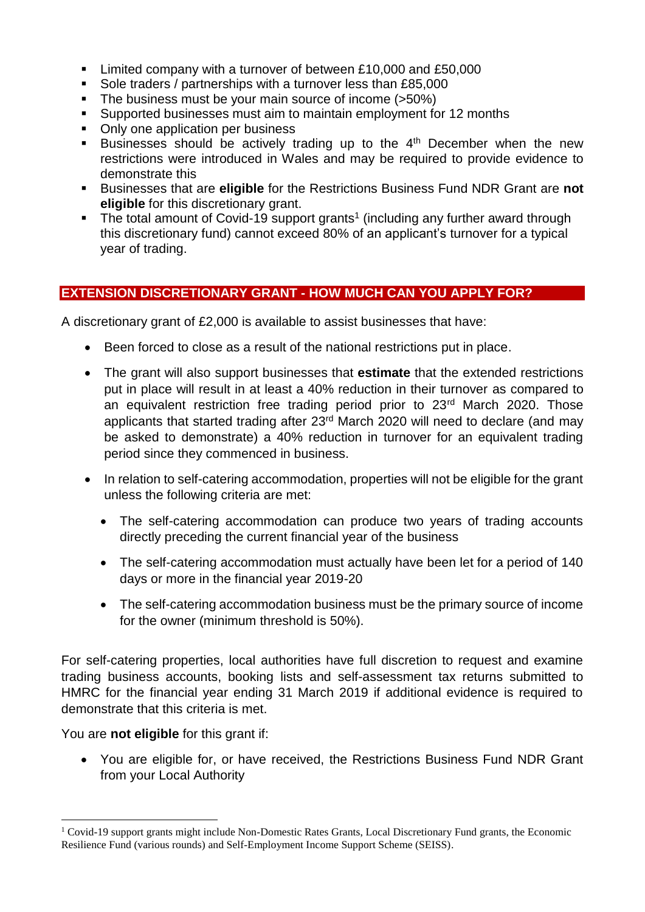- Limited company with a turnover of between £10,000 and £50,000
- Sole traders / partnerships with a turnover less than £85,000
- The business must be your main source of income (>50%)
- Supported businesses must aim to maintain employment for 12 months
- Only one application per business
- Businesses should be actively trading up to the 4th December when the new restrictions were introduced in Wales and may be required to provide evidence to demonstrate this
- Businesses that are **eligible** for the Restrictions Business Fund NDR Grant are **not eligible** for this discretionary grant.
- The total amount of Covid-19 support grants[1] (including any further award through this discretionary fund) cannot exceed 80% of an applicant's turnover for a typical year of trading.

## EXTENSION DISCRETIONARY GRANT - HOW MUCH CAN YOU APPLY FOR?

A discretionary grant of £2,000 is available to assist businesses that have:

- Been forced to close as a result of the national restrictions put in place.
- The grant will also support businesses that **estimate** that the extended restrictions put in place will result in at least a 40% reduction in their turnover as compared to an equivalent restriction free trading period prior to 23rd March 2020. Those applicants that started trading after 23rd March 2020 will need to declare (and may be asked to demonstrate) a 40% reduction in turnover for an equivalent trading period since they commenced in business.
- In relation to self-catering accommodation, properties will not be eligible for the grant unless the following criteria are met:
  - The self-catering accommodation can produce two years of trading accounts directly preceding the current financial year of the business
  - The self-catering accommodation must actually have been let for a period of 140 days or more in the financial year 2019-20
  - The self-catering accommodation business must be the primary source of income for the owner (minimum threshold is 50%).

For self-catering properties, local authorities have full discretion to request and examine trading business accounts, booking lists and self-assessment tax returns submitted to HMRC for the financial year ending 31 March 2019 if additional evidence is required to demonstrate that this criteria is met.

You are **not eligible** for this grant if:

- You are eligible for, or have received, the Restrictions Business Fund NDR Grant from your Local Authority

[1] Covid-19 support grants might include Non-Domestic Rates Grants, Local Discretionary Fund grants, the Economic Resilience Fund (various rounds) and Self-Employment Income Support Scheme (SEISS).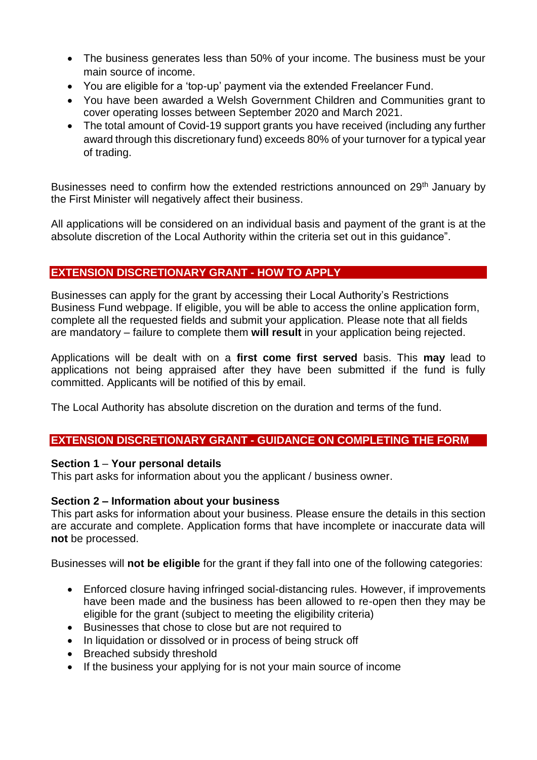- The business generates less than 50% of your income. The business must be your main source of income.
- You are eligible for a 'top-up' payment via the extended Freelancer Fund.
- You have been awarded a Welsh Government Children and Communities grant to cover operating losses between September 2020 and March 2021.
- The total amount of Covid-19 support grants you have received (including any further award through this discretionary fund) exceeds 80% of your turnover for a typical year of trading.

Businesses need to confirm how the extended restrictions announced on 29th January by the First Minister will negatively affect their business.

All applications will be considered on an individual basis and payment of the grant is at the absolute discretion of the Local Authority within the criteria set out in this guidance".

## EXTENSION DISCRETIONARY GRANT - HOW TO APPLY

Businesses can apply for the grant by accessing their Local Authority's Restrictions Business Fund webpage. If eligible, you will be able to access the online application form, complete all the requested fields and submit your application. Please note that all fields are mandatory – failure to complete them **will result** in your application being rejected.

Applications will be dealt with on a **first come first served** basis. This **may** lead to applications not being appraised after they have been submitted if the fund is fully committed. Applicants will be notified of this by email.

The Local Authority has absolute discretion on the duration and terms of the fund.

## EXTENSION DISCRETIONARY GRANT - GUIDANCE ON COMPLETING THE FORM

**Section 1** – **Your personal details**
This part asks for information about you the applicant / business owner.

**Section 2 – Information about your business**
This part asks for information about your business. Please ensure the details in this section are accurate and complete. Application forms that have incomplete or inaccurate data will **not** be processed.

Businesses will **not be eligible** for the grant if they fall into one of the following categories:

- Enforced closure having infringed social-distancing rules. However, if improvements have been made and the business has been allowed to re-open then they may be eligible for the grant (subject to meeting the eligibility criteria)
- Businesses that chose to close but are not required to
- In liquidation or dissolved or in process of being struck off
- Breached subsidy threshold
- If the business your applying for is not your main source of income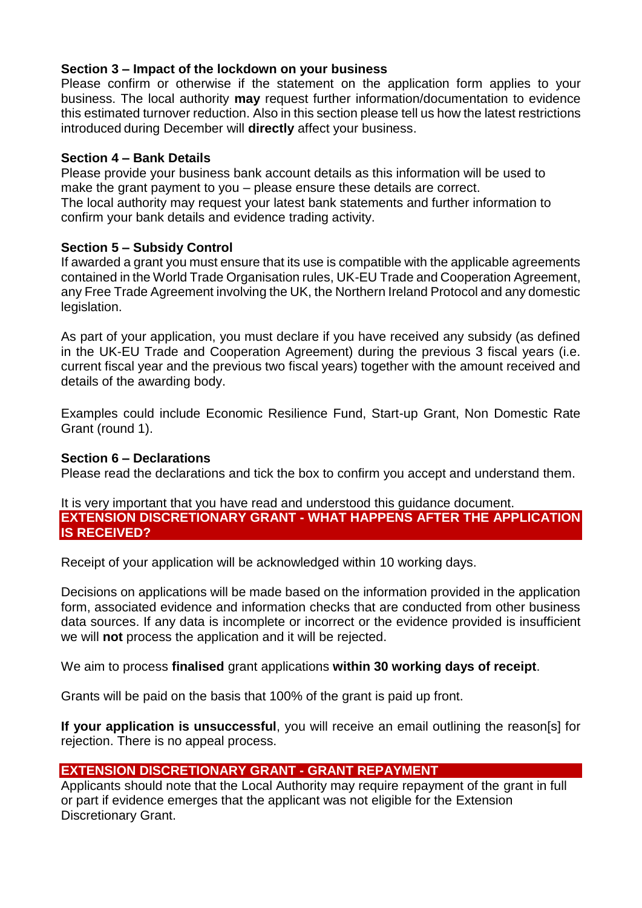### Section 3 – Impact of the lockdown on your business

Please confirm or otherwise if the statement on the application form applies to your business. The local authority **may** request further information/documentation to evidence this estimated turnover reduction. Also in this section please tell us how the latest restrictions introduced during December will **directly** affect your business.

### Section 4 – Bank Details

Please provide your business bank account details as this information will be used to make the grant payment to you – please ensure these details are correct.
The local authority may request your latest bank statements and further information to confirm your bank details and evidence trading activity.

### Section 5 – Subsidy Control

If awarded a grant you must ensure that its use is compatible with the applicable agreements contained in the World Trade Organisation rules, UK-EU Trade and Cooperation Agreement, any Free Trade Agreement involving the UK, the Northern Ireland Protocol and any domestic legislation.

As part of your application, you must declare if you have received any subsidy (as defined in the UK-EU Trade and Cooperation Agreement) during the previous 3 fiscal years (i.e. current fiscal year and the previous two fiscal years) together with the amount received and details of the awarding body.

Examples could include Economic Resilience Fund, Start-up Grant, Non Domestic Rate Grant (round 1).

### Section 6 – Declarations

Please read the declarations and tick the box to confirm you accept and understand them.

It is very important that you have read and understood this guidance document.

## EXTENSION DISCRETIONARY GRANT - WHAT HAPPENS AFTER THE APPLICATION IS RECEIVED?

Receipt of your application will be acknowledged within 10 working days.

Decisions on applications will be made based on the information provided in the application form, associated evidence and information checks that are conducted from other business data sources. If any data is incomplete or incorrect or the evidence provided is insufficient we will **not** process the application and it will be rejected.

We aim to process **finalised** grant applications **within 30 working days of receipt**.

Grants will be paid on the basis that 100% of the grant is paid up front.

**If your application is unsuccessful**, you will receive an email outlining the reason[s] for rejection. There is no appeal process.

## EXTENSION DISCRETIONARY GRANT - GRANT REPAYMENT

Applicants should note that the Local Authority may require repayment of the grant in full or part if evidence emerges that the applicant was not eligible for the Extension Discretionary Grant.